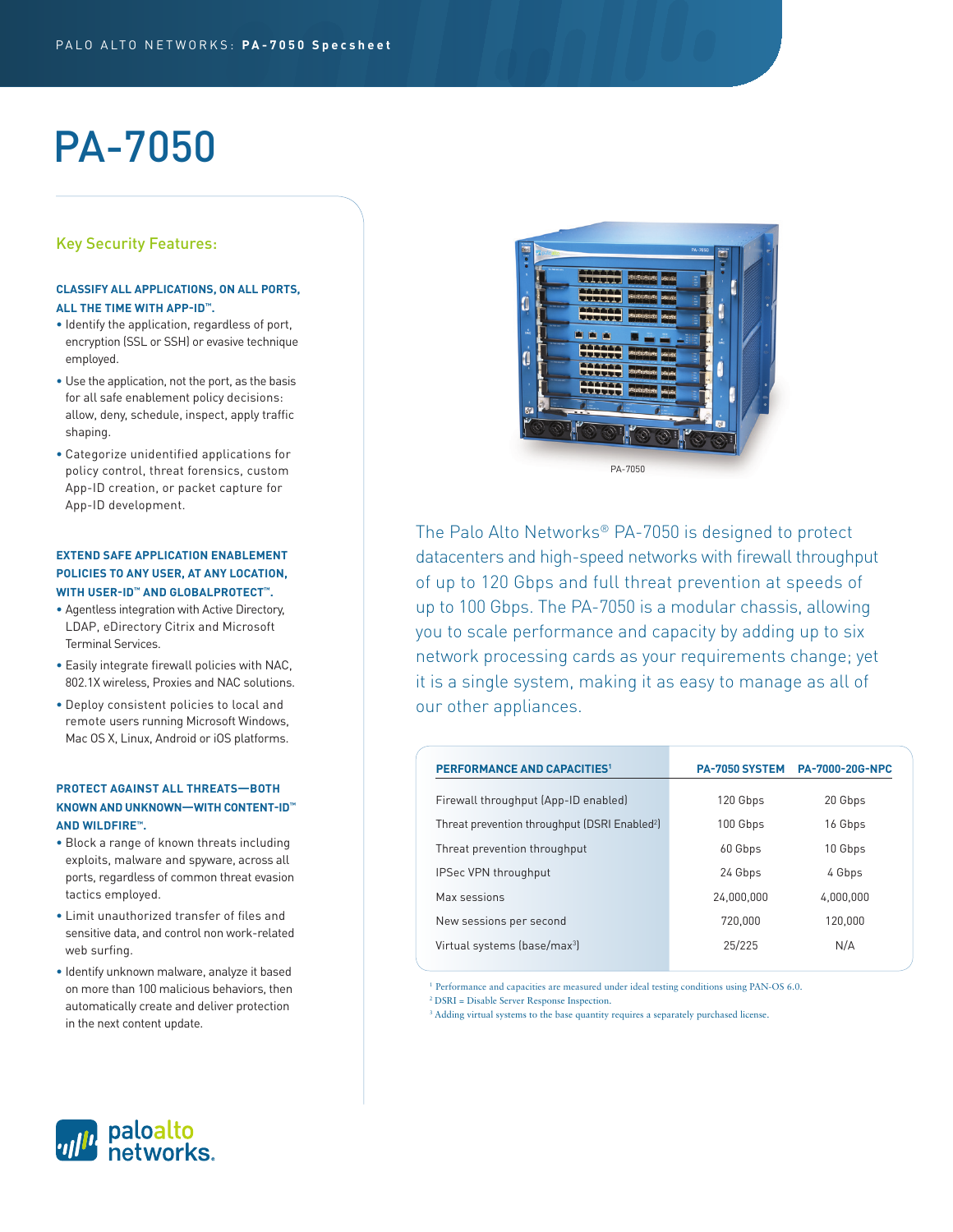# PA-7050

## Key Security Features:

### CLASSIFY ALL APPLICATIONS, ON ALL PORTS, ALL THE TIME WITH APP-ID™.

- Identify the application, regardless of port, encryption (SSL or SSH) or evasive technique employed.
- Use the application, not the port, as the basis for all safe enablement policy decisions: allow, deny, schedule, inspect, apply traffic shaping.
- Categorize unidentified applications for policy control, threat forensics, custom App-ID creation, or packet capture for App-ID development.

### EXTEND SAFE APPLICATION ENABLEMENT POLICIES TO ANY USER, AT ANY LOCATION, WITH USER-ID™ AND GLOBALPROTECT™.

- Agentless integration with Active Directory, LDAP, eDirectory Citrix and Microsoft Terminal Services.
- Easily integrate firewall policies with NAC, 802.1X wireless, Proxies and NAC solutions.
- Deploy consistent policies to local and remote users running Microsoft Windows, Mac OS X, Linux, Android or iOS platforms.

### PROTECT AGAINST ALL THREATS—BOTH KNOWN AND UNKNOWN—WITH CONTENT-ID™ AND WILDFIRE™.

- Block a range of known threats including exploits, malware and spyware, across all ports, regardless of common threat evasion tactics employed.
- Limit unauthorized transfer of files and sensitive data, and control non work-related web surfing.
- Identify unknown malware, analyze it based on more than 100 malicious behaviors, then automatically create and deliver protection in the next content update.

PA-7050

The Palo Alto Networks® PA-7050 is designed to protect datacenters and high-speed networks with firewall throughput of up to 120 Gbps and full threat prevention at speeds of up to 100 Gbps. The PA-7050 is a modular chassis, allowing you to scale performance and capacity by adding up to six network processing cards as your requirements change; yet it is a single system, making it as easy to manage as all of our other appliances.

| PERFORMANCE AND CAPACITIES[1] | PA-7050 SYSTEM | PA-7000-20G-NPC |
|---|---|---|
| Firewall throughput (App-ID enabled) | 120 Gbps | 20 Gbps |
| Threat prevention throughput (DSRI Enabled[2]) | 100 Gbps | 16 Gbps |
| Threat prevention throughput | 60 Gbps | 10 Gbps |
| IPSec VPN throughput | 24 Gbps | 4 Gbps |
| Max sessions | 24,000,000 | 4,000,000 |
| New sessions per second | 720,000 | 120,000 |
| Virtual systems (base/max[3]) | 25/225 | N/A |

[1] Performance and capacities are measured under ideal testing conditions using PAN-OS 6.0.
[2] DSRI = Disable Server Response Inspection.
[3] Adding virtual systems to the base quantity requires a separately purchased license.

paloalto networks.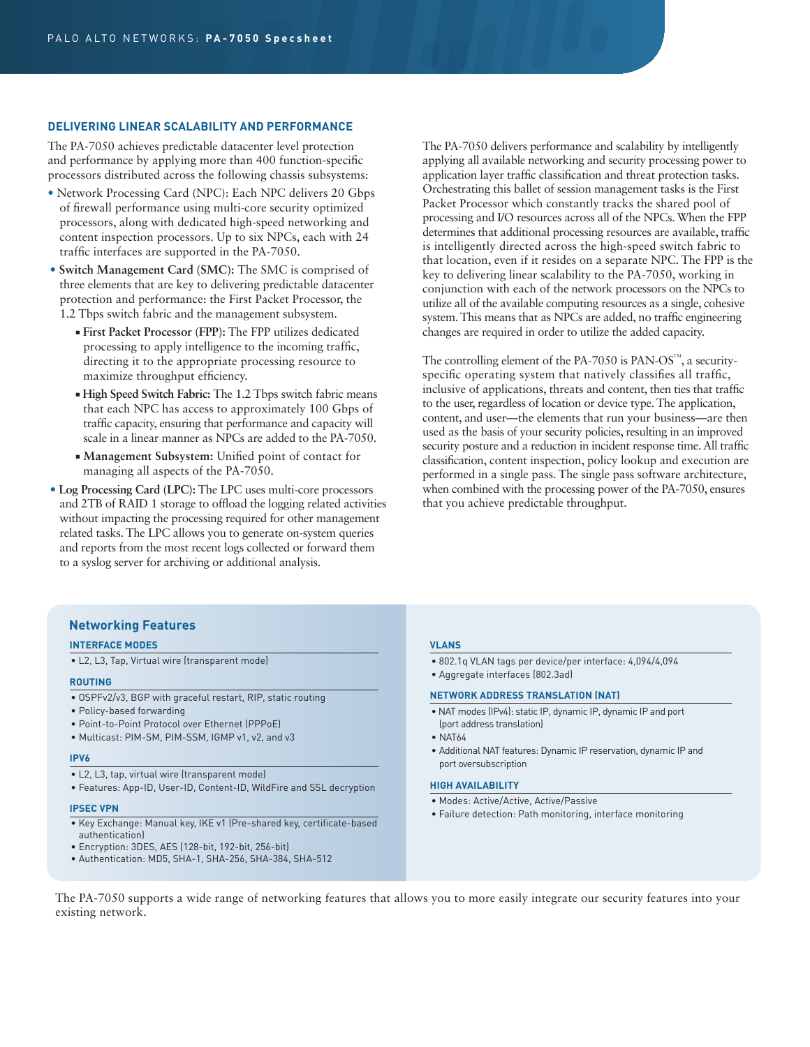## DELIVERING LINEAR SCALABILITY AND PERFORMANCE

The PA-7050 achieves predictable datacenter level protection and performance by applying more than 400 function-specific processors distributed across the following chassis subsystems:

- Network Processing Card (NPC): Each NPC delivers 20 Gbps of firewall performance using multi-core security optimized processors, along with dedicated high-speed networking and content inspection processors. Up to six NPCs, each with 24 traffic interfaces are supported in the PA-7050.
- **Switch Management Card (SMC):** The SMC is comprised of three elements that are key to delivering predictable datacenter protection and performance: the First Packet Processor, the 1.2 Tbps switch fabric and the management subsystem.
  - **First Packet Processor (FPP):** The FPP utilizes dedicated processing to apply intelligence to the incoming traffic, directing it to the appropriate processing resource to maximize throughput efficiency.
  - **High Speed Switch Fabric:** The 1.2 Tbps switch fabric means that each NPC has access to approximately 100 Gbps of traffic capacity, ensuring that performance and capacity will scale in a linear manner as NPCs are added to the PA-7050.
  - **Management Subsystem:** Unified point of contact for managing all aspects of the PA-7050.
- **Log Processing Card (LPC):** The LPC uses multi-core processors and 2TB of RAID 1 storage to offload the logging related activities without impacting the processing required for other management related tasks. The LPC allows you to generate on-system queries and reports from the most recent logs collected or forward them to a syslog server for archiving or additional analysis.

The PA-7050 delivers performance and scalability by intelligently applying all available networking and security processing power to application layer traffic classification and threat protection tasks. Orchestrating this ballet of session management tasks is the First Packet Processor which constantly tracks the shared pool of processing and I/O resources across all of the NPCs. When the FPP determines that additional processing resources are available, traffic is intelligently directed across the high-speed switch fabric to that location, even if it resides on a separate NPC. The FPP is the key to delivering linear scalability to the PA-7050, working in conjunction with each of the network processors on the NPCs to utilize all of the available computing resources as a single, cohesive system. This means that as NPCs are added, no traffic engineering changes are required in order to utilize the added capacity.

The controlling element of the PA-7050 is PAN-OS™, a security-specific operating system that natively classifies all traffic, inclusive of applications, threats and content, then ties that traffic to the user, regardless of location or device type. The application, content, and user—the elements that run your business—are then used as the basis of your security policies, resulting in an improved security posture and a reduction in incident response time. All traffic classification, content inspection, policy lookup and execution are performed in a single pass. The single pass software architecture, when combined with the processing power of the PA-7050, ensures that you achieve predictable throughput.

## Networking Features

### INTERFACE MODES

- L2, L3, Tap, Virtual wire (transparent mode)

### ROUTING

- OSPFv2/v3, BGP with graceful restart, RIP, static routing
- Policy-based forwarding
- Point-to-Point Protocol over Ethernet (PPPoE)
- Multicast: PIM-SM, PIM-SSM, IGMP v1, v2, and v3

### IPV6

- L2, L3, tap, virtual wire (transparent mode)
- Features: App-ID, User-ID, Content-ID, WildFire and SSL decryption

### IPSEC VPN

- Key Exchange: Manual key, IKE v1 (Pre-shared key, certificate-based authentication)
- Encryption: 3DES, AES (128-bit, 192-bit, 256-bit)
- Authentication: MD5, SHA-1, SHA-256, SHA-384, SHA-512

### VLANS

- 802.1q VLAN tags per device/per interface: 4,094/4,094
- Aggregate interfaces (802.3ad)

### NETWORK ADDRESS TRANSLATION (NAT)

- NAT modes (IPv4): static IP, dynamic IP, dynamic IP and port (port address translation)
- NAT64
- Additional NAT features: Dynamic IP reservation, dynamic IP and port oversubscription

### HIGH AVAILABILITY

- Modes: Active/Active, Active/Passive
- Failure detection: Path monitoring, interface monitoring

The PA-7050 supports a wide range of networking features that allows you to more easily integrate our security features into your existing network.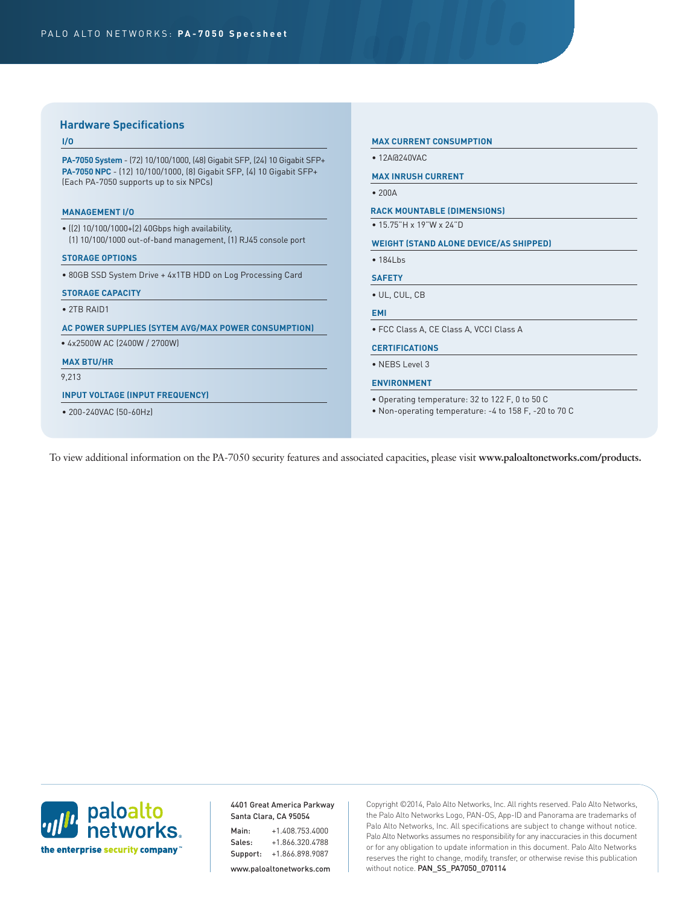## Hardware Specifications

### I/O

**PA-7050 System** - (72) 10/100/1000, (48) Gigabit SFP, (24) 10 Gigabit SFP+
**PA-7050 NPC** - (12) 10/100/1000, (8) Gigabit SFP, (4) 10 Gigabit SFP+
(Each PA-7050 supports up to six NPCs)

### MANAGEMENT I/O

- ((2) 10/100/1000+(2) 40Gbps high availability, (1) 10/100/1000 out-of-band management, (1) RJ45 console port

### STORAGE OPTIONS

- 80GB SSD System Drive + 4x1TB HDD on Log Processing Card

### STORAGE CAPACITY

- 2TB RAID1

### AC POWER SUPPLIES (SYTEM AVG/MAX POWER CONSUMPTION)

- 4x2500W AC (2400W / 2700W)

### MAX BTU/HR

9,213

### INPUT VOLTAGE (INPUT FREQUENCY)

- 200-240VAC (50-60Hz)

### MAX CURRENT CONSUMPTION

- 12A@240VAC

### MAX INRUSH CURRENT

- 200A

### RACK MOUNTABLE (DIMENSIONS)

- 15.75"H x 19"W x 24"D

### WEIGHT (STAND ALONE DEVICE/AS SHIPPED)

- 184Lbs

### SAFETY

- UL, CUL, CB

### EMI

- FCC Class A, CE Class A, VCCI Class A

### CERTIFICATIONS

- NEBS Level 3

### ENVIRONMENT

- Operating temperature: 32 to 122 F, 0 to 50 C
- Non-operating temperature: -4 to 158 F, -20 to 70 C

To view additional information on the PA-7050 security features and associated capacities, please visit **www.paloaltonetworks.com/products.**

paloalto networks
the enterprise security company™

4401 Great America Parkway
Santa Clara, CA 95054

Main: +1.408.753.4000
Sales: +1.866.320.4788
Support: +1.866.898.9087

www.paloaltonetworks.com

Copyright ©2014, Palo Alto Networks, Inc. All rights reserved. Palo Alto Networks, the Palo Alto Networks Logo, PAN-OS, App-ID and Panorama are trademarks of Palo Alto Networks, Inc. All specifications are subject to change without notice. Palo Alto Networks assumes no responsibility for any inaccuracies in this document or for any obligation to update information in this document. Palo Alto Networks reserves the right to change, modify, transfer, or otherwise revise this publication without notice. PAN_SS_PA7050_070114